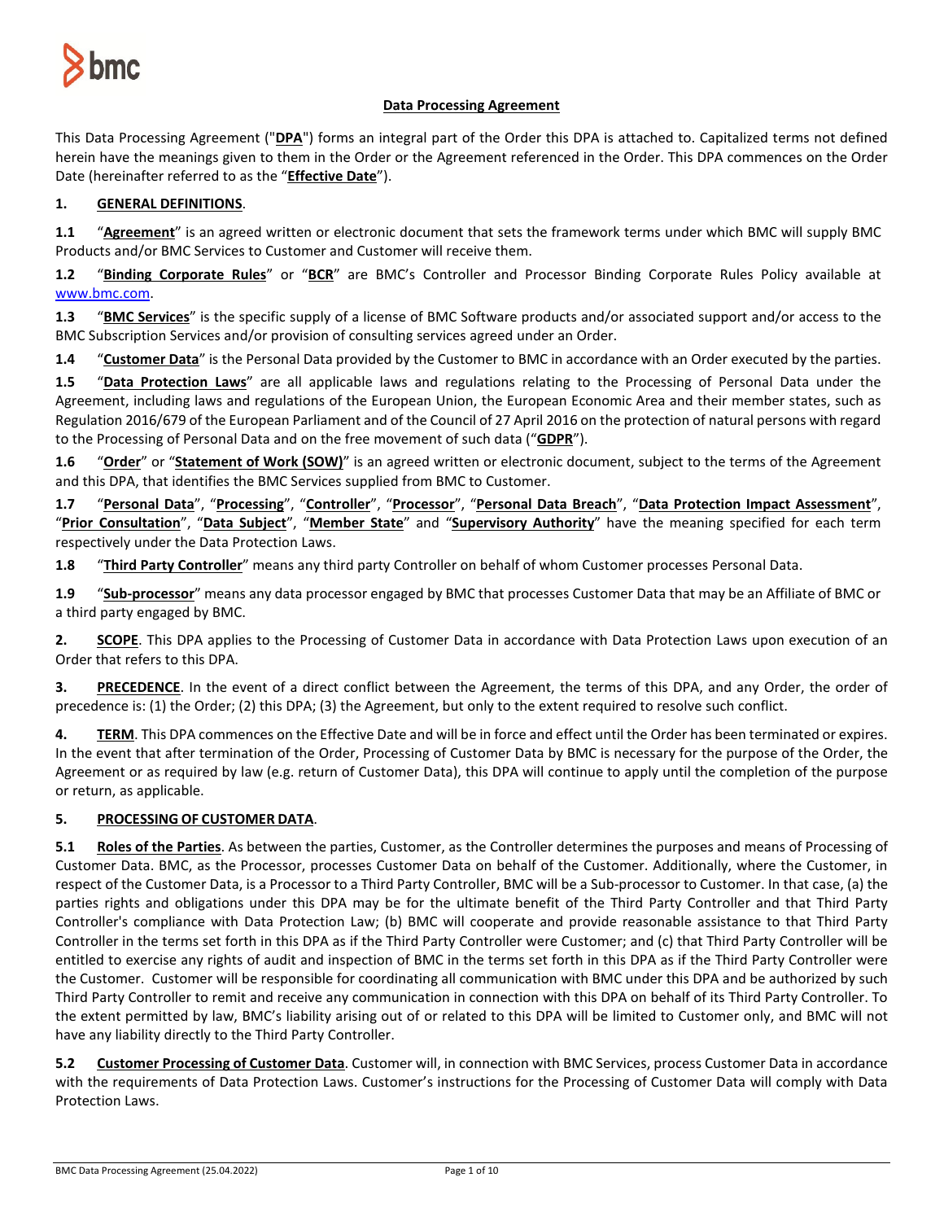## Data Processing Agreement

This Data Processing Agreement ("**DPA**") forms an integral part of the Order this DPA is attached to. Capitalized terms not defined herein have the meanings given to them in the Order or the Agreement referenced in the Order. This DPA commences on the Order Date (hereinafter referred to as the "**Effective Date**").

**1. GENERAL DEFINITIONS.**

**1.1** "**Agreement**" is an agreed written or electronic document that sets the framework terms under which BMC will supply BMC Products and/or BMC Services to Customer and Customer will receive them.

**1.2** "**Binding Corporate Rules**" or "**BCR**" are BMC's Controller and Processor Binding Corporate Rules Policy available at www.bmc.com.

**1.3** "**BMC Services**" is the specific supply of a license of BMC Software products and/or associated support and/or access to the BMC Subscription Services and/or provision of consulting services agreed under an Order.

**1.4** "**Customer Data**" is the Personal Data provided by the Customer to BMC in accordance with an Order executed by the parties.

**1.5** "**Data Protection Laws**" are all applicable laws and regulations relating to the Processing of Personal Data under the Agreement, including laws and regulations of the European Union, the European Economic Area and their member states, such as Regulation 2016/679 of the European Parliament and of the Council of 27 April 2016 on the protection of natural persons with regard to the Processing of Personal Data and on the free movement of such data ("**GDPR**").

**1.6** "**Order**" or "**Statement of Work (SOW)**" is an agreed written or electronic document, subject to the terms of the Agreement and this DPA, that identifies the BMC Services supplied from BMC to Customer.

**1.7** "**Personal Data**", "**Processing**", "**Controller**", "**Processor**", "**Personal Data Breach**", "**Data Protection Impact Assessment**", "**Prior Consultation**", "**Data Subject**", "**Member State**" and "**Supervisory Authority**" have the meaning specified for each term respectively under the Data Protection Laws.

**1.8** "**Third Party Controller**" means any third party Controller on behalf of whom Customer processes Personal Data.

**1.9** "**Sub-processor**" means any data processor engaged by BMC that processes Customer Data that may be an Affiliate of BMC or a third party engaged by BMC.

**2. SCOPE.** This DPA applies to the Processing of Customer Data in accordance with Data Protection Laws upon execution of an Order that refers to this DPA.

**3. PRECEDENCE.** In the event of a direct conflict between the Agreement, the terms of this DPA, and any Order, the order of precedence is: (1) the Order; (2) this DPA; (3) the Agreement, but only to the extent required to resolve such conflict.

**4. TERM.** This DPA commences on the Effective Date and will be in force and effect until the Order has been terminated or expires. In the event that after termination of the Order, Processing of Customer Data by BMC is necessary for the purpose of the Order, the Agreement or as required by law (e.g. return of Customer Data), this DPA will continue to apply until the completion of the purpose or return, as applicable.

**5. PROCESSING OF CUSTOMER DATA.**

**5.1 Roles of the Parties.** As between the parties, Customer, as the Controller determines the purposes and means of Processing of Customer Data. BMC, as the Processor, processes Customer Data on behalf of the Customer. Additionally, where the Customer, in respect of the Customer Data, is a Processor to a Third Party Controller, BMC will be a Sub-processor to Customer. In that case, (a) the parties rights and obligations under this DPA may be for the ultimate benefit of the Third Party Controller and that Third Party Controller's compliance with Data Protection Law; (b) BMC will cooperate and provide reasonable assistance to that Third Party Controller in the terms set forth in this DPA as if the Third Party Controller were Customer; and (c) that Third Party Controller will be entitled to exercise any rights of audit and inspection of BMC in the terms set forth in this DPA as if the Third Party Controller were the Customer. Customer will be responsible for coordinating all communication with BMC under this DPA and be authorized by such Third Party Controller to remit and receive any communication in connection with this DPA on behalf of its Third Party Controller. To the extent permitted by law, BMC's liability arising out of or related to this DPA will be limited to Customer only, and BMC will not have any liability directly to the Third Party Controller.

**5.2 Customer Processing of Customer Data.** Customer will, in connection with BMC Services, process Customer Data in accordance with the requirements of Data Protection Laws. Customer's instructions for the Processing of Customer Data will comply with Data Protection Laws.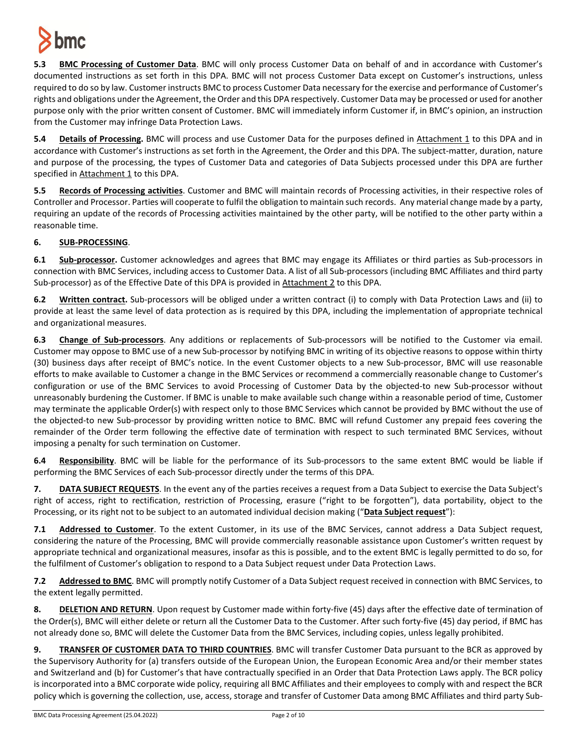**5.3 BMC Processing of Customer Data**. BMC will only process Customer Data on behalf of and in accordance with Customer's documented instructions as set forth in this DPA. BMC will not process Customer Data except on Customer's instructions, unless required to do so by law. Customer instructs BMC to process Customer Data necessary for the exercise and performance of Customer's rights and obligations under the Agreement, the Order and this DPA respectively. Customer Data may be processed or used for another purpose only with the prior written consent of Customer. BMC will immediately inform Customer if, in BMC's opinion, an instruction from the Customer may infringe Data Protection Laws.

**5.4 Details of Processing.** BMC will process and use Customer Data for the purposes defined in Attachment 1 to this DPA and in accordance with Customer's instructions as set forth in the Agreement, the Order and this DPA. The subject-matter, duration, nature and purpose of the processing, the types of Customer Data and categories of Data Subjects processed under this DPA are further specified in Attachment 1 to this DPA.

**5.5 Records of Processing activities**. Customer and BMC will maintain records of Processing activities, in their respective roles of Controller and Processor. Parties will cooperate to fulfil the obligation to maintain such records. Any material change made by a party, requiring an update of the records of Processing activities maintained by the other party, will be notified to the other party within a reasonable time.

## 6. SUB-PROCESSING.

**6.1 Sub-processor.** Customer acknowledges and agrees that BMC may engage its Affiliates or third parties as Sub-processors in connection with BMC Services, including access to Customer Data. A list of all Sub-processors (including BMC Affiliates and third party Sub-processor) as of the Effective Date of this DPA is provided in Attachment 2 to this DPA.

**6.2 Written contract.** Sub-processors will be obliged under a written contract (i) to comply with Data Protection Laws and (ii) to provide at least the same level of data protection as is required by this DPA, including the implementation of appropriate technical and organizational measures.

**6.3 Change of Sub-processors**. Any additions or replacements of Sub-processors will be notified to the Customer via email. Customer may oppose to BMC use of a new Sub-processor by notifying BMC in writing of its objective reasons to oppose within thirty (30) business days after receipt of BMC's notice. In the event Customer objects to a new Sub-processor, BMC will use reasonable efforts to make available to Customer a change in the BMC Services or recommend a commercially reasonable change to Customer's configuration or use of the BMC Services to avoid Processing of Customer Data by the objected-to new Sub-processor without unreasonably burdening the Customer. If BMC is unable to make available such change within a reasonable period of time, Customer may terminate the applicable Order(s) with respect only to those BMC Services which cannot be provided by BMC without the use of the objected-to new Sub-processor by providing written notice to BMC. BMC will refund Customer any prepaid fees covering the remainder of the Order term following the effective date of termination with respect to such terminated BMC Services, without imposing a penalty for such termination on Customer.

**6.4 Responsibility**. BMC will be liable for the performance of its Sub-processors to the same extent BMC would be liable if performing the BMC Services of each Sub-processor directly under the terms of this DPA.

## 7. DATA SUBJECT REQUESTS.

In the event any of the parties receives a request from a Data Subject to exercise the Data Subject's right of access, right to rectification, restriction of Processing, erasure ("right to be forgotten"), data portability, object to the Processing, or its right not to be subject to an automated individual decision making ("**Data Subject request**"):

**7.1 Addressed to Customer**. To the extent Customer, in its use of the BMC Services, cannot address a Data Subject request, considering the nature of the Processing, BMC will provide commercially reasonable assistance upon Customer's written request by appropriate technical and organizational measures, insofar as this is possible, and to the extent BMC is legally permitted to do so, for the fulfilment of Customer's obligation to respond to a Data Subject request under Data Protection Laws.

**7.2 Addressed to BMC**. BMC will promptly notify Customer of a Data Subject request received in connection with BMC Services, to the extent legally permitted.

## 8. DELETION AND RETURN.

Upon request by Customer made within forty-five (45) days after the effective date of termination of the Order(s), BMC will either delete or return all the Customer Data to the Customer. After such forty-five (45) day period, if BMC has not already done so, BMC will delete the Customer Data from the BMC Services, including copies, unless legally prohibited.

## 9. TRANSFER OF CUSTOMER DATA TO THIRD COUNTRIES.

BMC will transfer Customer Data pursuant to the BCR as approved by the Supervisory Authority for (a) transfers outside of the European Union, the European Economic Area and/or their member states and Switzerland and (b) for Customer's that have contractually specified in an Order that Data Protection Laws apply. The BCR policy is incorporated into a BMC corporate wide policy, requiring all BMC Affiliates and their employees to comply with and respect the BCR policy which is governing the collection, use, access, storage and transfer of Customer Data among BMC Affiliates and third party Sub-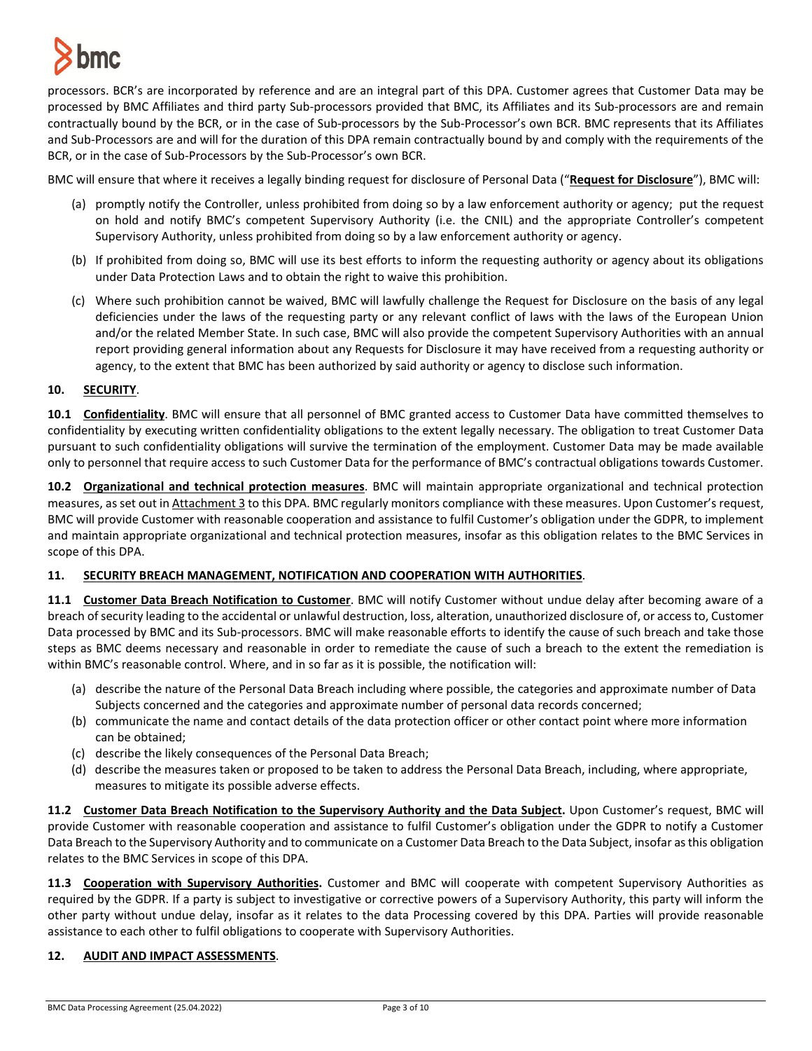processors. BCR's are incorporated by reference and are an integral part of this DPA. Customer agrees that Customer Data may be processed by BMC Affiliates and third party Sub-processors provided that BMC, its Affiliates and its Sub-processors are and remain contractually bound by the BCR, or in the case of Sub-processors by the Sub-Processor's own BCR. BMC represents that its Affiliates and Sub-Processors are and will for the duration of this DPA remain contractually bound by and comply with the requirements of the BCR, or in the case of Sub-Processors by the Sub-Processor's own BCR.

BMC will ensure that where it receives a legally binding request for disclosure of Personal Data ("**Request for Disclosure**"), BMC will:

(a) promptly notify the Controller, unless prohibited from doing so by a law enforcement authority or agency; put the request on hold and notify BMC's competent Supervisory Authority (i.e. the CNIL) and the appropriate Controller's competent Supervisory Authority, unless prohibited from doing so by a law enforcement authority or agency.

(b) If prohibited from doing so, BMC will use its best efforts to inform the requesting authority or agency about its obligations under Data Protection Laws and to obtain the right to waive this prohibition.

(c) Where such prohibition cannot be waived, BMC will lawfully challenge the Request for Disclosure on the basis of any legal deficiencies under the laws of the requesting party or any relevant conflict of laws with the laws of the European Union and/or the related Member State. In such case, BMC will also provide the competent Supervisory Authorities with an annual report providing general information about any Requests for Disclosure it may have received from a requesting authority or agency, to the extent that BMC has been authorized by said authority or agency to disclose such information.

## 10. SECURITY.

**10.1 Confidentiality**. BMC will ensure that all personnel of BMC granted access to Customer Data have committed themselves to confidentiality by executing written confidentiality obligations to the extent legally necessary. The obligation to treat Customer Data pursuant to such confidentiality obligations will survive the termination of the employment. Customer Data may be made available only to personnel that require access to such Customer Data for the performance of BMC's contractual obligations towards Customer.

**10.2 Organizational and technical protection measures**. BMC will maintain appropriate organizational and technical protection measures, as set out in Attachment 3 to this DPA. BMC regularly monitors compliance with these measures. Upon Customer's request, BMC will provide Customer with reasonable cooperation and assistance to fulfil Customer's obligation under the GDPR, to implement and maintain appropriate organizational and technical protection measures, insofar as this obligation relates to the BMC Services in scope of this DPA.

## 11. SECURITY BREACH MANAGEMENT, NOTIFICATION AND COOPERATION WITH AUTHORITIES.

**11.1 Customer Data Breach Notification to Customer**. BMC will notify Customer without undue delay after becoming aware of a breach of security leading to the accidental or unlawful destruction, loss, alteration, unauthorized disclosure of, or access to, Customer Data processed by BMC and its Sub-processors. BMC will make reasonable efforts to identify the cause of such breach and take those steps as BMC deems necessary and reasonable in order to remediate the cause of such a breach to the extent the remediation is within BMC's reasonable control. Where, and in so far as it is possible, the notification will:

(a) describe the nature of the Personal Data Breach including where possible, the categories and approximate number of Data Subjects concerned and the categories and approximate number of personal data records concerned;
(b) communicate the name and contact details of the data protection officer or other contact point where more information can be obtained;
(c) describe the likely consequences of the Personal Data Breach;
(d) describe the measures taken or proposed to be taken to address the Personal Data Breach, including, where appropriate, measures to mitigate its possible adverse effects.

**11.2 Customer Data Breach Notification to the Supervisory Authority and the Data Subject.** Upon Customer's request, BMC will provide Customer with reasonable cooperation and assistance to fulfil Customer's obligation under the GDPR to notify a Customer Data Breach to the Supervisory Authority and to communicate on a Customer Data Breach to the Data Subject, insofar as this obligation relates to the BMC Services in scope of this DPA.

**11.3 Cooperation with Supervisory Authorities.** Customer and BMC will cooperate with competent Supervisory Authorities as required by the GDPR. If a party is subject to investigative or corrective powers of a Supervisory Authority, this party will inform the other party without undue delay, insofar as it relates to the data Processing covered by this DPA. Parties will provide reasonable assistance to each other to fulfil obligations to cooperate with Supervisory Authorities.

## 12. AUDIT AND IMPACT ASSESSMENTS.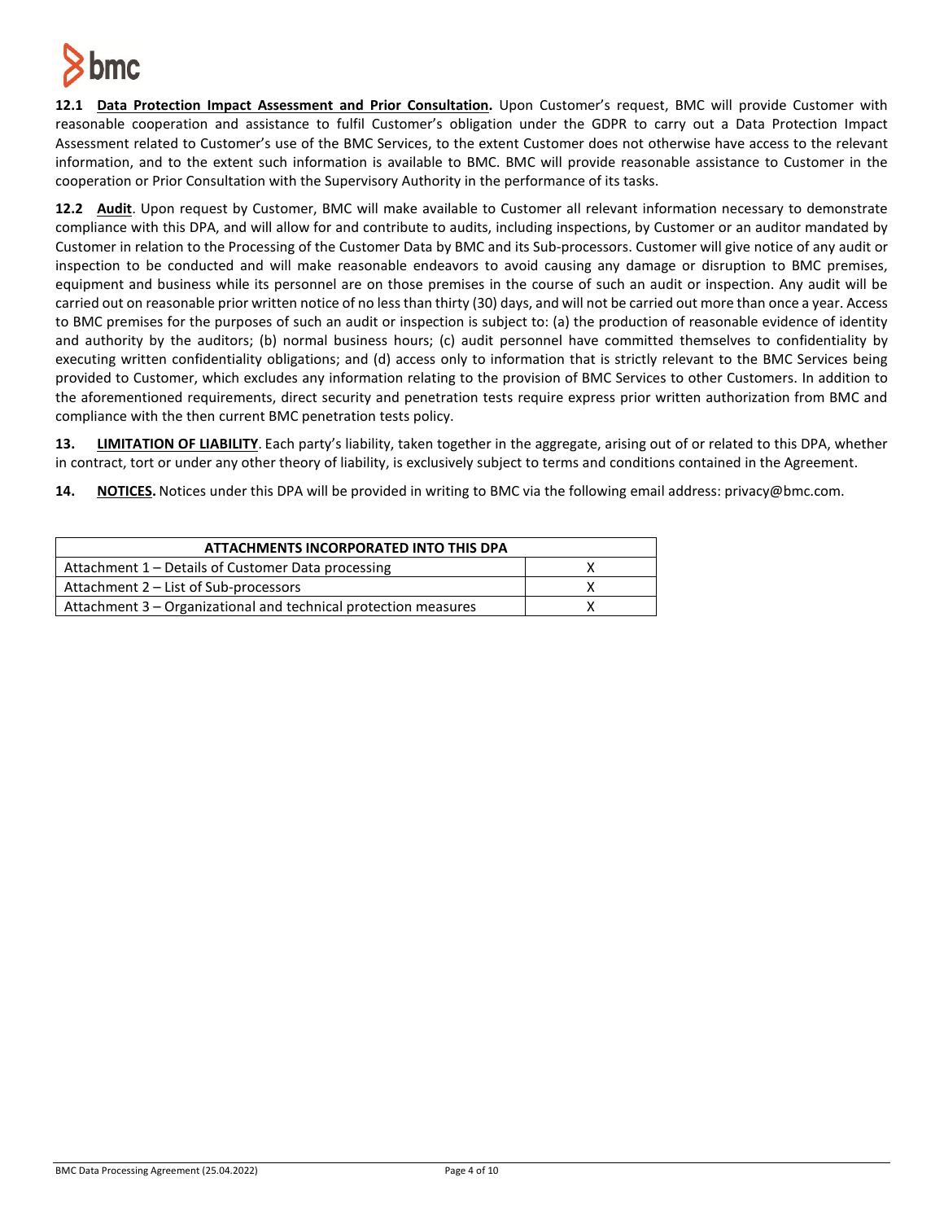**12.1 Data Protection Impact Assessment and Prior Consultation.** Upon Customer's request, BMC will provide Customer with reasonable cooperation and assistance to fulfil Customer's obligation under the GDPR to carry out a Data Protection Impact Assessment related to Customer's use of the BMC Services, to the extent Customer does not otherwise have access to the relevant information, and to the extent such information is available to BMC. BMC will provide reasonable assistance to Customer in the cooperation or Prior Consultation with the Supervisory Authority in the performance of its tasks.

**12.2 Audit**. Upon request by Customer, BMC will make available to Customer all relevant information necessary to demonstrate compliance with this DPA, and will allow for and contribute to audits, including inspections, by Customer or an auditor mandated by Customer in relation to the Processing of the Customer Data by BMC and its Sub-processors. Customer will give notice of any audit or inspection to be conducted and will make reasonable endeavors to avoid causing any damage or disruption to BMC premises, equipment and business while its personnel are on those premises in the course of such an audit or inspection. Any audit will be carried out on reasonable prior written notice of no less than thirty (30) days, and will not be carried out more than once a year. Access to BMC premises for the purposes of such an audit or inspection is subject to: (a) the production of reasonable evidence of identity and authority by the auditors; (b) normal business hours; (c) audit personnel have committed themselves to confidentiality by executing written confidentiality obligations; and (d) access only to information that is strictly relevant to the BMC Services being provided to Customer, which excludes any information relating to the provision of BMC Services to other Customers. In addition to the aforementioned requirements, direct security and penetration tests require express prior written authorization from BMC and compliance with the then current BMC penetration tests policy.

**13. LIMITATION OF LIABILITY**. Each party's liability, taken together in the aggregate, arising out of or related to this DPA, whether in contract, tort or under any other theory of liability, is exclusively subject to terms and conditions contained in the Agreement.

**14. NOTICES.** Notices under this DPA will be provided in writing to BMC via the following email address: privacy@bmc.com.

| ATTACHMENTS INCORPORATED INTO THIS DPA | |
|---|---|
| Attachment 1 – Details of Customer Data processing | X |
| Attachment 2 – List of Sub-processors | X |
| Attachment 3 – Organizational and technical protection measures | X |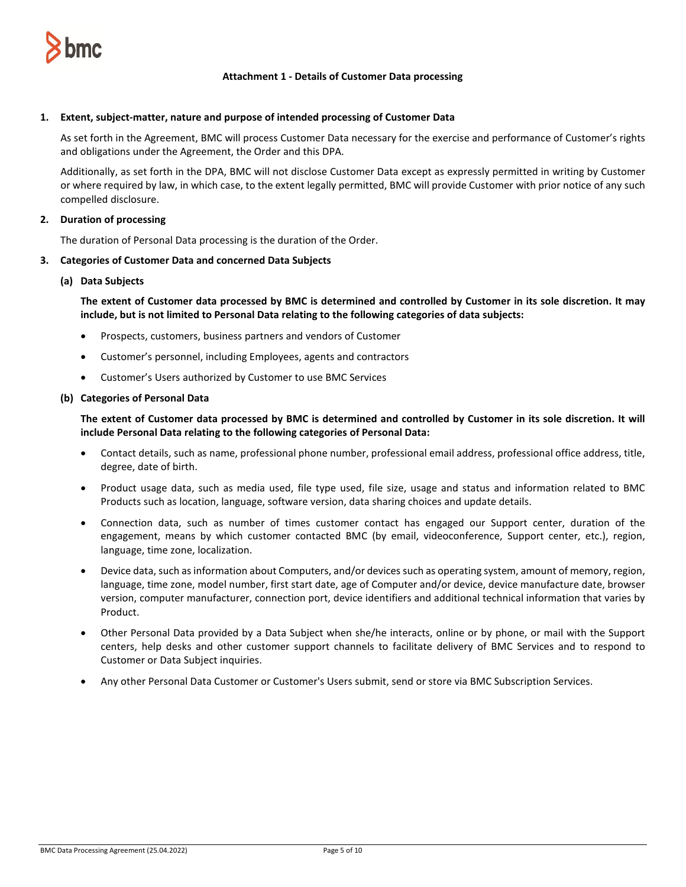## Attachment 1 - Details of Customer Data processing

### 1. Extent, subject-matter, nature and purpose of intended processing of Customer Data

As set forth in the Agreement, BMC will process Customer Data necessary for the exercise and performance of Customer's rights and obligations under the Agreement, the Order and this DPA.

Additionally, as set forth in the DPA, BMC will not disclose Customer Data except as expressly permitted in writing by Customer or where required by law, in which case, to the extent legally permitted, BMC will provide Customer with prior notice of any such compelled disclosure.

### 2. Duration of processing

The duration of Personal Data processing is the duration of the Order.

### 3. Categories of Customer Data and concerned Data Subjects

#### (a) Data Subjects

**The extent of Customer data processed by BMC is determined and controlled by Customer in its sole discretion. It may include, but is not limited to Personal Data relating to the following categories of data subjects:**

- Prospects, customers, business partners and vendors of Customer
- Customer's personnel, including Employees, agents and contractors
- Customer's Users authorized by Customer to use BMC Services

#### (b) Categories of Personal Data

**The extent of Customer data processed by BMC is determined and controlled by Customer in its sole discretion. It will include Personal Data relating to the following categories of Personal Data:**

- Contact details, such as name, professional phone number, professional email address, professional office address, title, degree, date of birth.
- Product usage data, such as media used, file type used, file size, usage and status and information related to BMC Products such as location, language, software version, data sharing choices and update details.
- Connection data, such as number of times customer contact has engaged our Support center, duration of the engagement, means by which customer contacted BMC (by email, videoconference, Support center, etc.), region, language, time zone, localization.
- Device data, such as information about Computers, and/or devices such as operating system, amount of memory, region, language, time zone, model number, first start date, age of Computer and/or device, device manufacture date, browser version, computer manufacturer, connection port, device identifiers and additional technical information that varies by Product.
- Other Personal Data provided by a Data Subject when she/he interacts, online or by phone, or mail with the Support centers, help desks and other customer support channels to facilitate delivery of BMC Services and to respond to Customer or Data Subject inquiries.
- Any other Personal Data Customer or Customer's Users submit, send or store via BMC Subscription Services.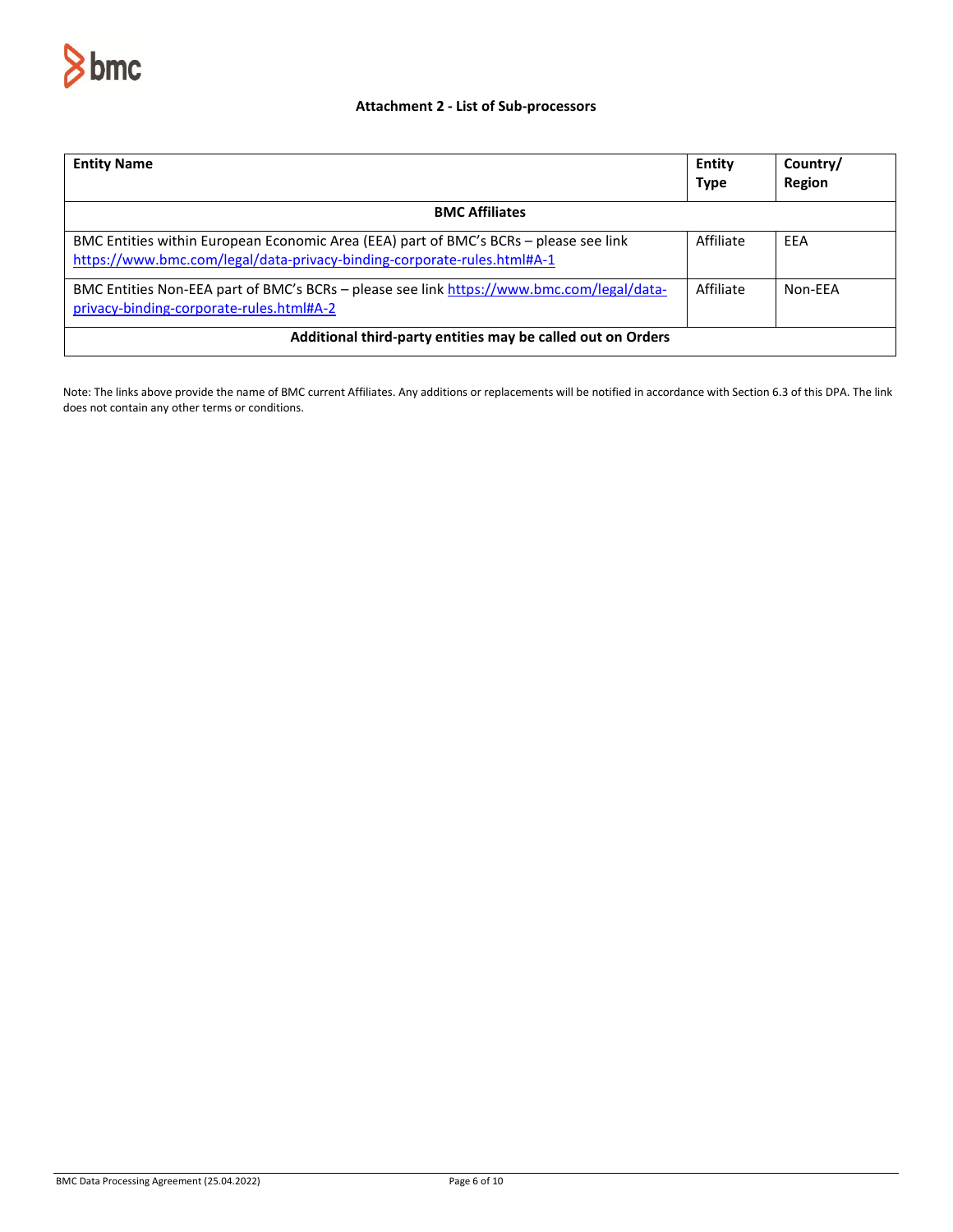### Attachment 2 - List of Sub-processors

| Entity Name | Entity Type | Country/ Region |
|---|---|---|
| **BMC Affiliates** | | |
| BMC Entities within European Economic Area (EEA) part of BMC's BCRs – please see link https://www.bmc.com/legal/data-privacy-binding-corporate-rules.html#A-1 | Affiliate | EEA |
| BMC Entities Non-EEA part of BMC's BCRs – please see link https://www.bmc.com/legal/data-privacy-binding-corporate-rules.html#A-2 | Affiliate | Non-EEA |
| **Additional third-party entities may be called out on Orders** | | |

Note: The links above provide the name of BMC current Affiliates. Any additions or replacements will be notified in accordance with Section 6.3 of this DPA. The link does not contain any other terms or conditions.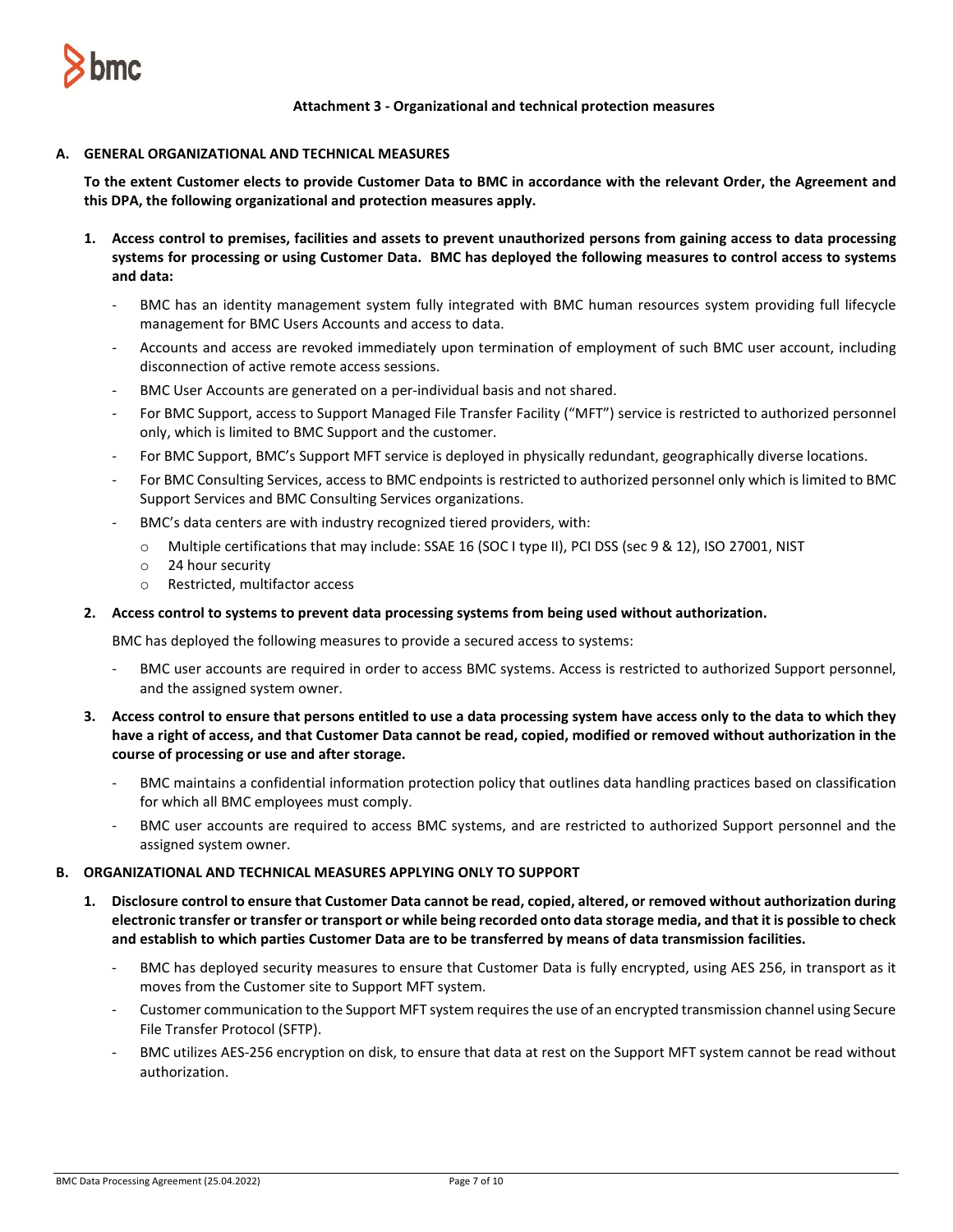### Attachment 3 - Organizational and technical protection measures

## A. GENERAL ORGANIZATIONAL AND TECHNICAL MEASURES

**To the extent Customer elects to provide Customer Data to BMC in accordance with the relevant Order, the Agreement and this DPA, the following organizational and protection measures apply.**

1. **Access control to premises, facilities and assets to prevent unauthorized persons from gaining access to data processing systems for processing or using Customer Data. BMC has deployed the following measures to control access to systems and data:**
   - BMC has an identity management system fully integrated with BMC human resources system providing full lifecycle management for BMC Users Accounts and access to data.
   - Accounts and access are revoked immediately upon termination of employment of such BMC user account, including disconnection of active remote access sessions.
   - BMC User Accounts are generated on a per-individual basis and not shared.
   - For BMC Support, access to Support Managed File Transfer Facility ("MFT") service is restricted to authorized personnel only, which is limited to BMC Support and the customer.
   - For BMC Support, BMC's Support MFT service is deployed in physically redundant, geographically diverse locations.
   - For BMC Consulting Services, access to BMC endpoints is restricted to authorized personnel only which is limited to BMC Support Services and BMC Consulting Services organizations.
   - BMC's data centers are with industry recognized tiered providers, with:
     - Multiple certifications that may include: SSAE 16 (SOC I type II), PCI DSS (sec 9 & 12), ISO 27001, NIST
     - 24 hour security
     - Restricted, multifactor access

2. **Access control to systems to prevent data processing systems from being used without authorization.**

   BMC has deployed the following measures to provide a secured access to systems:
   - BMC user accounts are required in order to access BMC systems. Access is restricted to authorized Support personnel, and the assigned system owner.

3. **Access control to ensure that persons entitled to use a data processing system have access only to the data to which they have a right of access, and that Customer Data cannot be read, copied, modified or removed without authorization in the course of processing or use and after storage.**
   - BMC maintains a confidential information protection policy that outlines data handling practices based on classification for which all BMC employees must comply.
   - BMC user accounts are required to access BMC systems, and are restricted to authorized Support personnel and the assigned system owner.

## B. ORGANIZATIONAL AND TECHNICAL MEASURES APPLYING ONLY TO SUPPORT

1. **Disclosure control to ensure that Customer Data cannot be read, copied, altered, or removed without authorization during electronic transfer or transfer or transport or while being recorded onto data storage media, and that it is possible to check and establish to which parties Customer Data are to be transferred by means of data transmission facilities.**
   - BMC has deployed security measures to ensure that Customer Data is fully encrypted, using AES 256, in transport as it moves from the Customer site to Support MFT system.
   - Customer communication to the Support MFT system requires the use of an encrypted transmission channel using Secure File Transfer Protocol (SFTP).
   - BMC utilizes AES-256 encryption on disk, to ensure that data at rest on the Support MFT system cannot be read without authorization.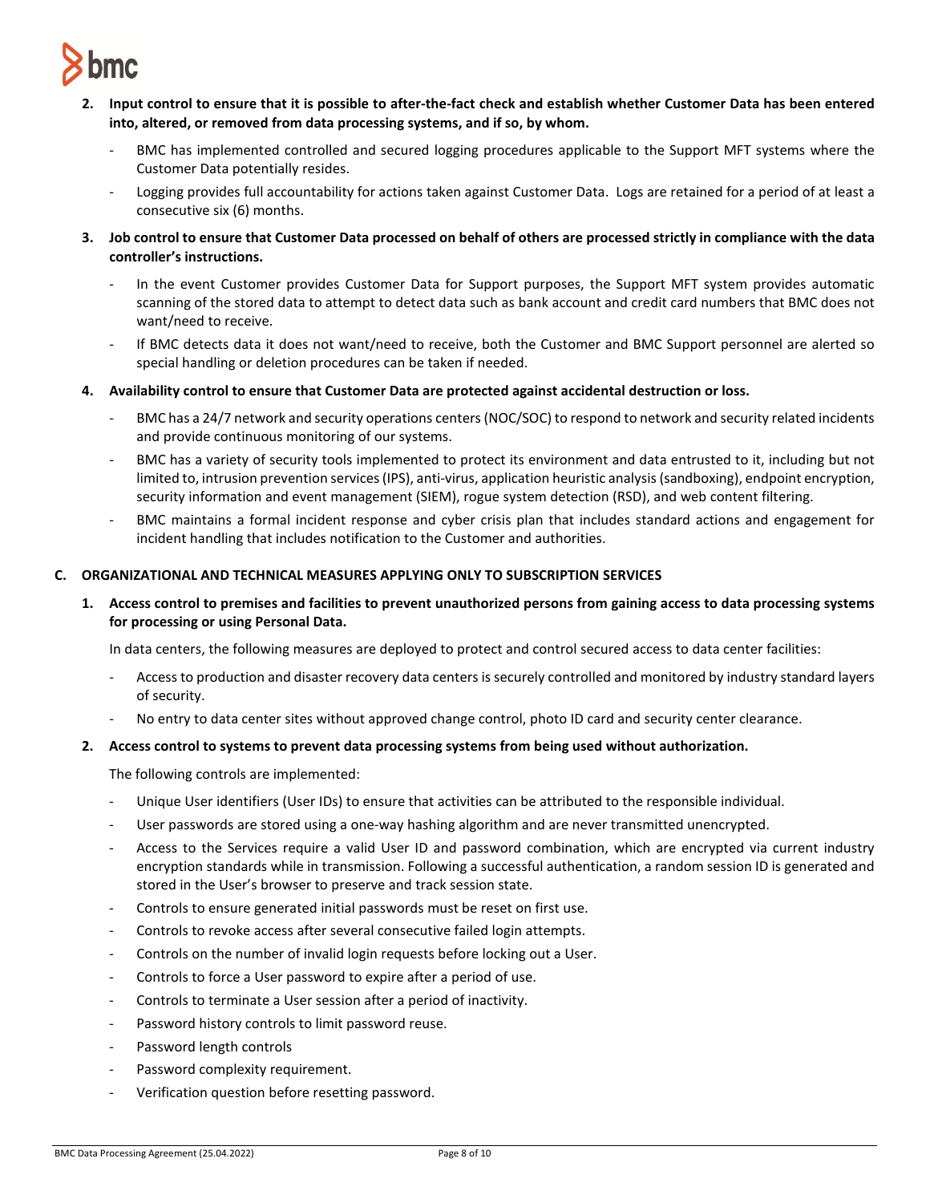**2. Input control to ensure that it is possible to after-the-fact check and establish whether Customer Data has been entered into, altered, or removed from data processing systems, and if so, by whom.**

- BMC has implemented controlled and secured logging procedures applicable to the Support MFT systems where the Customer Data potentially resides.
- Logging provides full accountability for actions taken against Customer Data. Logs are retained for a period of at least a consecutive six (6) months.

**3. Job control to ensure that Customer Data processed on behalf of others are processed strictly in compliance with the data controller's instructions.**

- In the event Customer provides Customer Data for Support purposes, the Support MFT system provides automatic scanning of the stored data to attempt to detect data such as bank account and credit card numbers that BMC does not want/need to receive.
- If BMC detects data it does not want/need to receive, both the Customer and BMC Support personnel are alerted so special handling or deletion procedures can be taken if needed.

**4. Availability control to ensure that Customer Data are protected against accidental destruction or loss.**

- BMC has a 24/7 network and security operations centers (NOC/SOC) to respond to network and security related incidents and provide continuous monitoring of our systems.
- BMC has a variety of security tools implemented to protect its environment and data entrusted to it, including but not limited to, intrusion prevention services (IPS), anti-virus, application heuristic analysis (sandboxing), endpoint encryption, security information and event management (SIEM), rogue system detection (RSD), and web content filtering.
- BMC maintains a formal incident response and cyber crisis plan that includes standard actions and engagement for incident handling that includes notification to the Customer and authorities.

## C. ORGANIZATIONAL AND TECHNICAL MEASURES APPLYING ONLY TO SUBSCRIPTION SERVICES

**1. Access control to premises and facilities to prevent unauthorized persons from gaining access to data processing systems for processing or using Personal Data.**

In data centers, the following measures are deployed to protect and control secured access to data center facilities:

- Access to production and disaster recovery data centers is securely controlled and monitored by industry standard layers of security.
- No entry to data center sites without approved change control, photo ID card and security center clearance.

**2. Access control to systems to prevent data processing systems from being used without authorization.**

The following controls are implemented:

- Unique User identifiers (User IDs) to ensure that activities can be attributed to the responsible individual.
- User passwords are stored using a one-way hashing algorithm and are never transmitted unencrypted.
- Access to the Services require a valid User ID and password combination, which are encrypted via current industry encryption standards while in transmission. Following a successful authentication, a random session ID is generated and stored in the User's browser to preserve and track session state.
- Controls to ensure generated initial passwords must be reset on first use.
- Controls to revoke access after several consecutive failed login attempts.
- Controls on the number of invalid login requests before locking out a User.
- Controls to force a User password to expire after a period of use.
- Controls to terminate a User session after a period of inactivity.
- Password history controls to limit password reuse.
- Password length controls
- Password complexity requirement.
- Verification question before resetting password.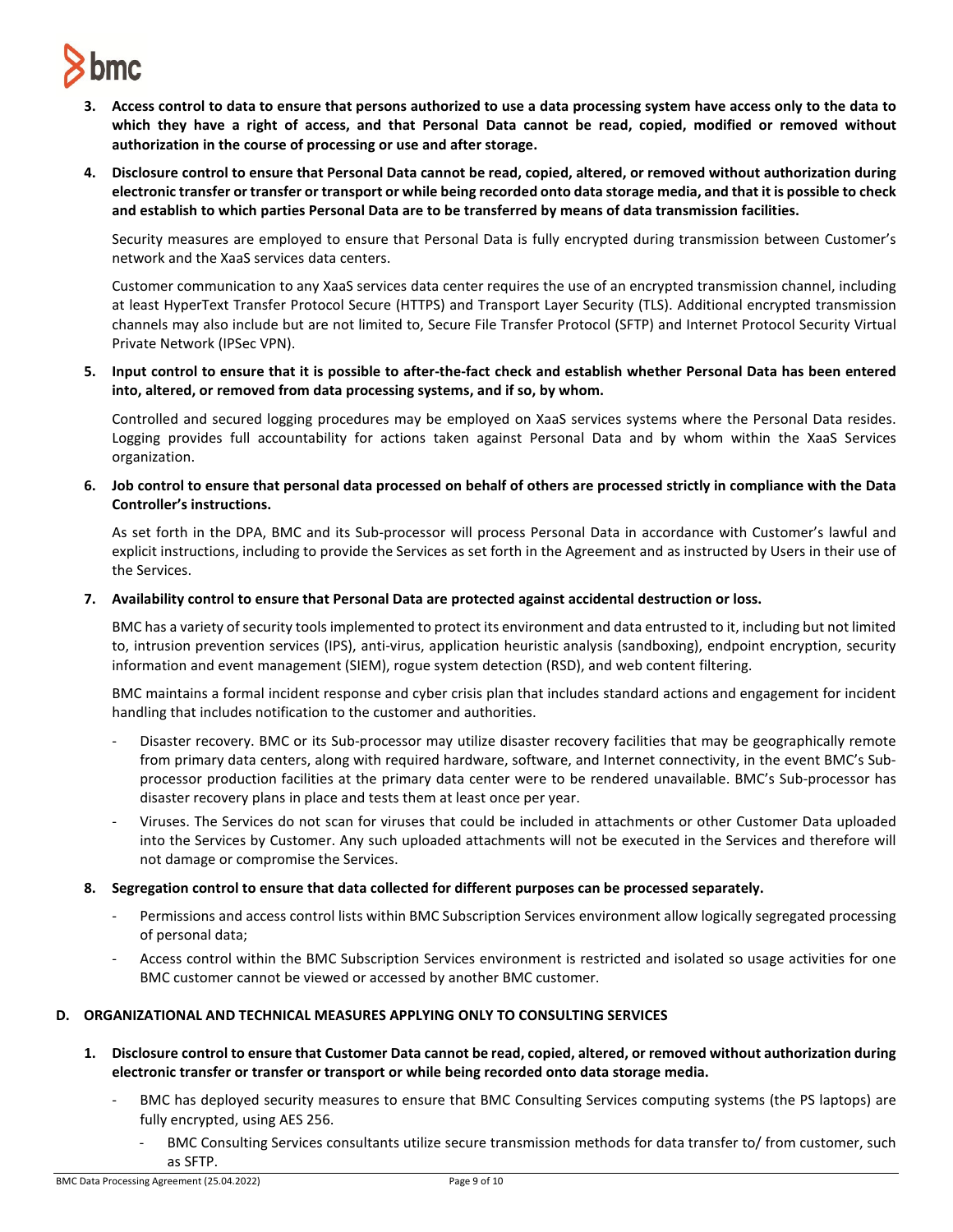3. **Access control to data to ensure that persons authorized to use a data processing system have access only to the data to which they have a right of access, and that Personal Data cannot be read, copied, modified or removed without authorization in the course of processing or use and after storage.**

4. **Disclosure control to ensure that Personal Data cannot be read, copied, altered, or removed without authorization during electronic transfer or transfer or transport or while being recorded onto data storage media, and that it is possible to check and establish to which parties Personal Data are to be transferred by means of data transmission facilities.**

   Security measures are employed to ensure that Personal Data is fully encrypted during transmission between Customer's network and the XaaS services data centers.

   Customer communication to any XaaS services data center requires the use of an encrypted transmission channel, including at least HyperText Transfer Protocol Secure (HTTPS) and Transport Layer Security (TLS). Additional encrypted transmission channels may also include but are not limited to, Secure File Transfer Protocol (SFTP) and Internet Protocol Security Virtual Private Network (IPSec VPN).

5. **Input control to ensure that it is possible to after-the-fact check and establish whether Personal Data has been entered into, altered, or removed from data processing systems, and if so, by whom.**

   Controlled and secured logging procedures may be employed on XaaS services systems where the Personal Data resides. Logging provides full accountability for actions taken against Personal Data and by whom within the XaaS Services organization.

6. **Job control to ensure that personal data processed on behalf of others are processed strictly in compliance with the Data Controller's instructions.**

   As set forth in the DPA, BMC and its Sub-processor will process Personal Data in accordance with Customer's lawful and explicit instructions, including to provide the Services as set forth in the Agreement and as instructed by Users in their use of the Services.

7. **Availability control to ensure that Personal Data are protected against accidental destruction or loss.**

   BMC has a variety of security tools implemented to protect its environment and data entrusted to it, including but not limited to, intrusion prevention services (IPS), anti-virus, application heuristic analysis (sandboxing), endpoint encryption, security information and event management (SIEM), rogue system detection (RSD), and web content filtering.

   BMC maintains a formal incident response and cyber crisis plan that includes standard actions and engagement for incident handling that includes notification to the customer and authorities.

   - Disaster recovery. BMC or its Sub-processor may utilize disaster recovery facilities that may be geographically remote from primary data centers, along with required hardware, software, and Internet connectivity, in the event BMC's Sub-processor production facilities at the primary data center were to be rendered unavailable. BMC's Sub-processor has disaster recovery plans in place and tests them at least once per year.
   - Viruses. The Services do not scan for viruses that could be included in attachments or other Customer Data uploaded into the Services by Customer. Any such uploaded attachments will not be executed in the Services and therefore will not damage or compromise the Services.

8. **Segregation control to ensure that data collected for different purposes can be processed separately.**

   - Permissions and access control lists within BMC Subscription Services environment allow logically segregated processing of personal data;
   - Access control within the BMC Subscription Services environment is restricted and isolated so usage activities for one BMC customer cannot be viewed or accessed by another BMC customer.

**D. ORGANIZATIONAL AND TECHNICAL MEASURES APPLYING ONLY TO CONSULTING SERVICES**

1. **Disclosure control to ensure that Customer Data cannot be read, copied, altered, or removed without authorization during electronic transfer or transfer or transport or while being recorded onto data storage media.**

   - BMC has deployed security measures to ensure that BMC Consulting Services computing systems (the PS laptops) are fully encrypted, using AES 256.
     - BMC Consulting Services consultants utilize secure transmission methods for data transfer to/ from customer, such as SFTP.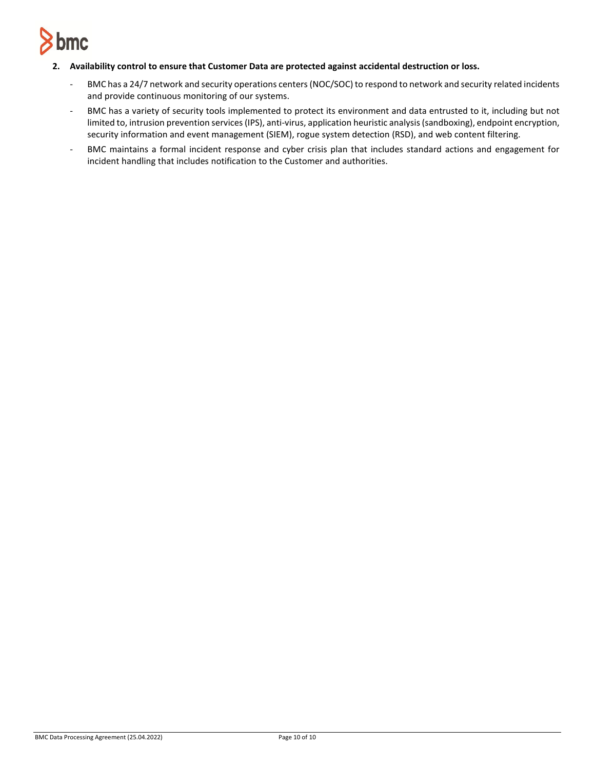**2. Availability control to ensure that Customer Data are protected against accidental destruction or loss.**

- BMC has a 24/7 network and security operations centers (NOC/SOC) to respond to network and security related incidents and provide continuous monitoring of our systems.
- BMC has a variety of security tools implemented to protect its environment and data entrusted to it, including but not limited to, intrusion prevention services (IPS), anti-virus, application heuristic analysis (sandboxing), endpoint encryption, security information and event management (SIEM), rogue system detection (RSD), and web content filtering.
- BMC maintains a formal incident response and cyber crisis plan that includes standard actions and engagement for incident handling that includes notification to the Customer and authorities.